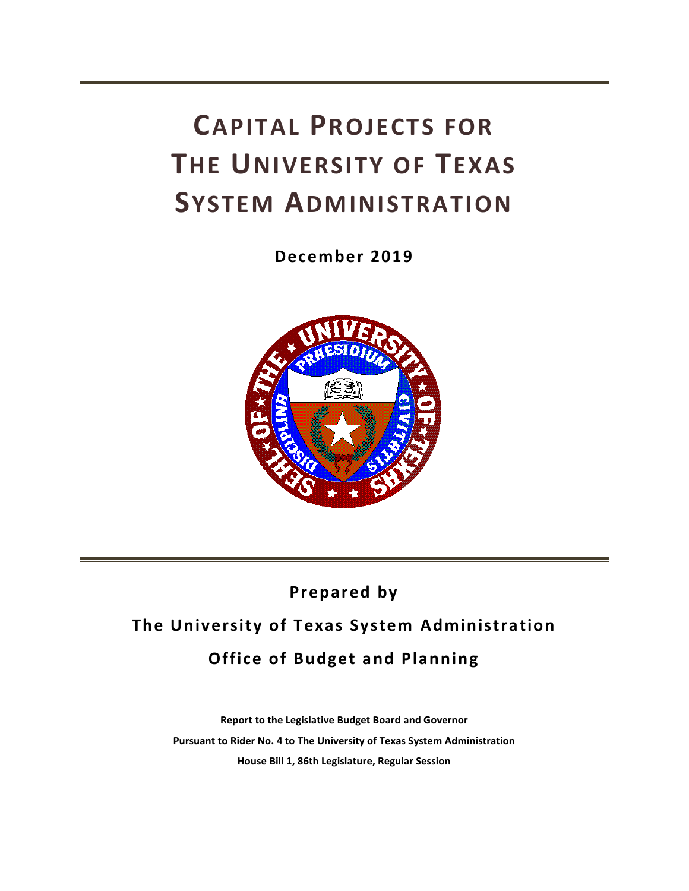# CAPITAL PROJECTS FOR THE UNIVERSITY OF TEXAS SYSTEM ADMINISTRATION

**December 2019**

**Prepared by**

**The University of Texas System Administration**

**Office of Budget and Planning**

**Report to the Legislative Budget Board and Governor**

**Pursuant to Rider No. 4 to The University of Texas System Administration**

**House Bill 1, 86th Legislature, Regular Session**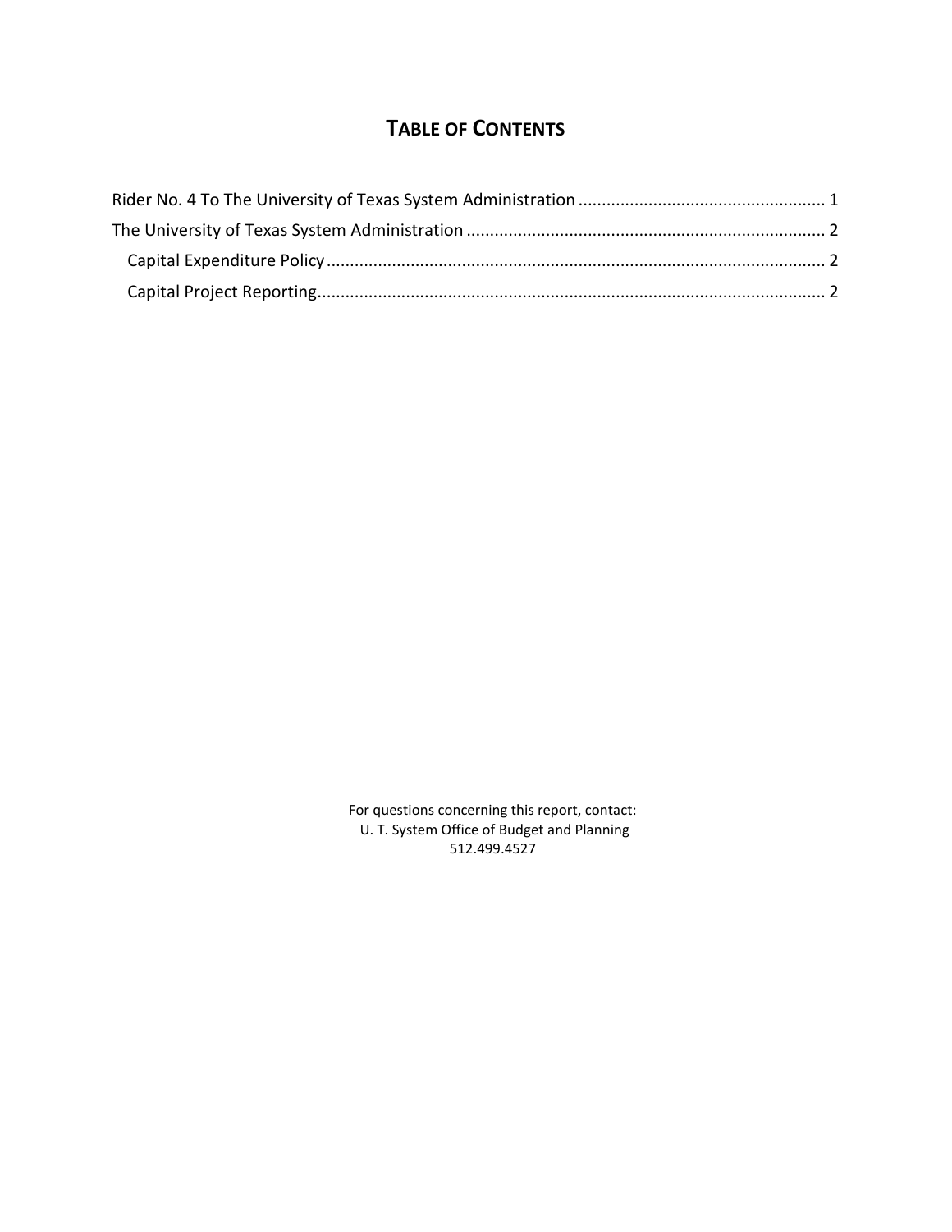# TABLE OF CONTENTS

Rider No. 4 To The University of Texas System Administration .................................................... 1

The University of Texas System Administration ............................................................................ 2

- Capital Expenditure Policy .......................................................................................................... 2
- Capital Project Reporting............................................................................................................ 2

For questions concerning this report, contact:
U. T. System Office of Budget and Planning
512.499.4527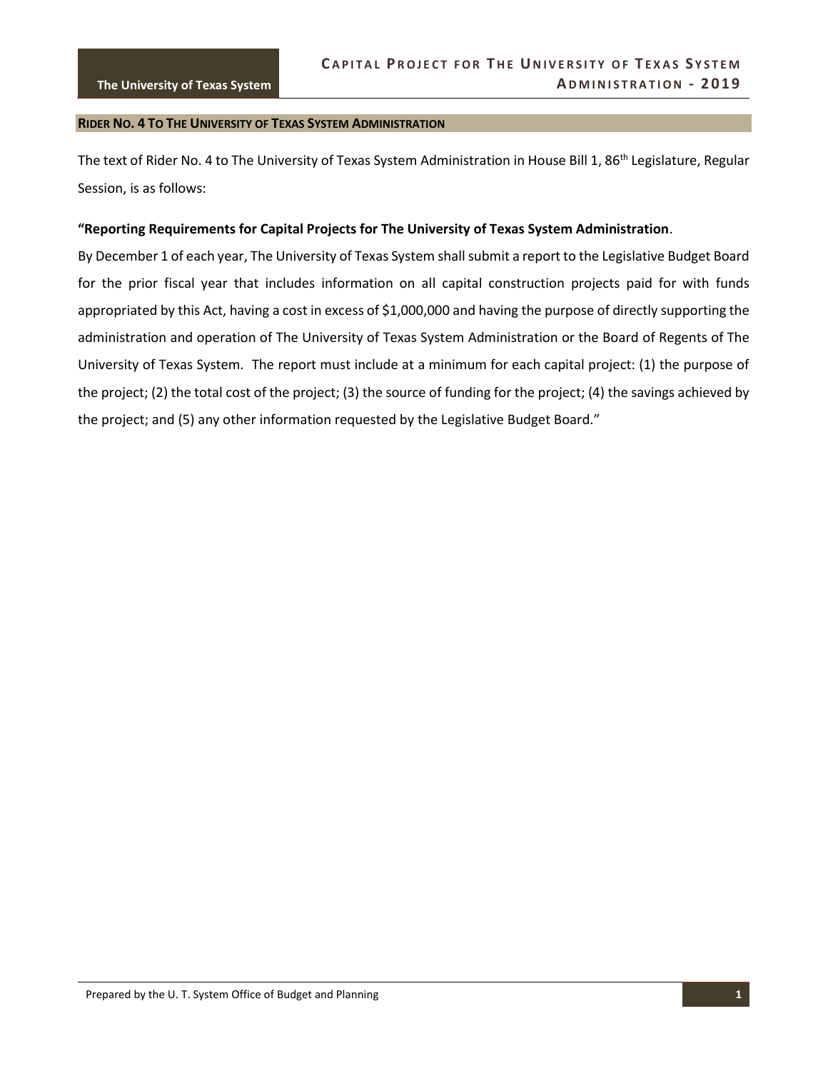## Rider No. 4 To The University of Texas System Administration

The text of Rider No. 4 to The University of Texas System Administration in House Bill 1, 86th Legislature, Regular Session, is as follows:

**"Reporting Requirements for Capital Projects for The University of Texas System Administration**.

By December 1 of each year, The University of Texas System shall submit a report to the Legislative Budget Board for the prior fiscal year that includes information on all capital construction projects paid for with funds appropriated by this Act, having a cost in excess of $1,000,000 and having the purpose of directly supporting the administration and operation of The University of Texas System Administration or the Board of Regents of The University of Texas System. The report must include at a minimum for each capital project: (1) the purpose of the project; (2) the total cost of the project; (3) the source of funding for the project; (4) the savings achieved by the project; and (5) any other information requested by the Legislative Budget Board."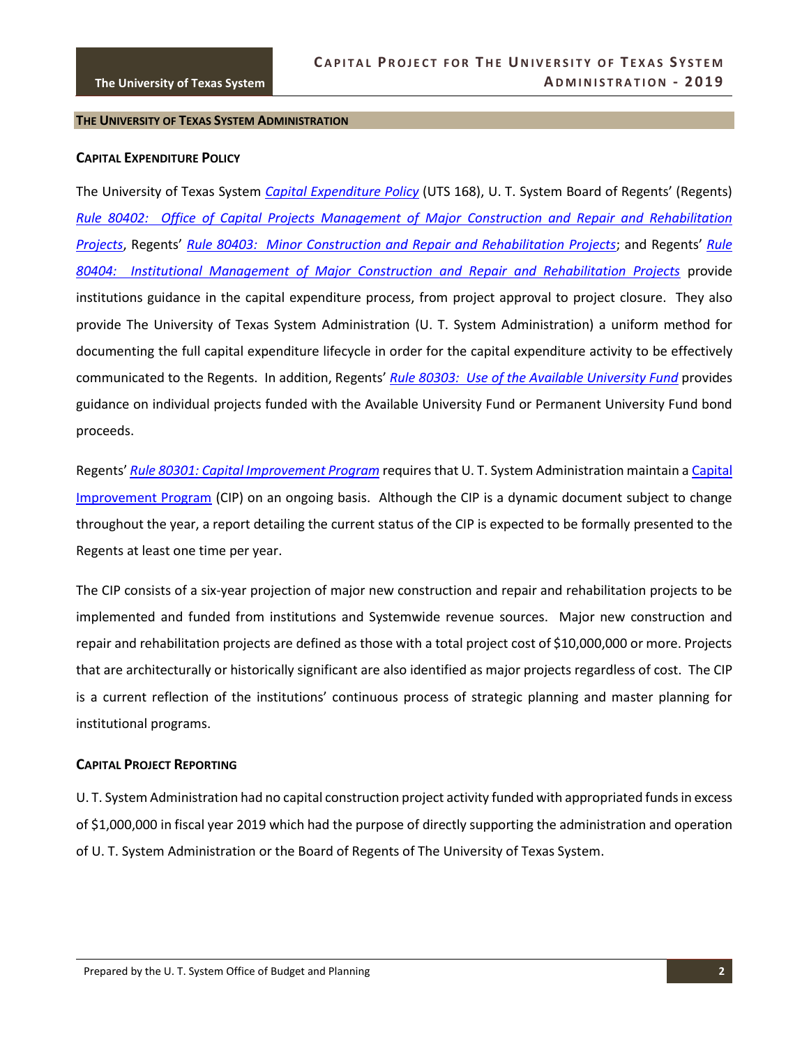## The University of Texas System Administration

### Capital Expenditure Policy

The University of Texas System *Capital Expenditure Policy* (UTS 168), U. T. System Board of Regents' (Regents) *Rule 80402: Office of Capital Projects Management of Major Construction and Repair and Rehabilitation Projects*, Regents' *Rule 80403: Minor Construction and Repair and Rehabilitation Projects*; and Regents' *Rule 80404: Institutional Management of Major Construction and Repair and Rehabilitation Projects* provide institutions guidance in the capital expenditure process, from project approval to project closure. They also provide The University of Texas System Administration (U. T. System Administration) a uniform method for documenting the full capital expenditure lifecycle in order for the capital expenditure activity to be effectively communicated to the Regents. In addition, Regents' *Rule 80303: Use of the Available University Fund* provides guidance on individual projects funded with the Available University Fund or Permanent University Fund bond proceeds.

Regents' *Rule 80301: Capital Improvement Program* requires that U. T. System Administration maintain a Capital Improvement Program (CIP) on an ongoing basis. Although the CIP is a dynamic document subject to change throughout the year, a report detailing the current status of the CIP is expected to be formally presented to the Regents at least one time per year.

The CIP consists of a six-year projection of major new construction and repair and rehabilitation projects to be implemented and funded from institutions and Systemwide revenue sources. Major new construction and repair and rehabilitation projects are defined as those with a total project cost of $10,000,000 or more. Projects that are architecturally or historically significant are also identified as major projects regardless of cost. The CIP is a current reflection of the institutions' continuous process of strategic planning and master planning for institutional programs.

### Capital Project Reporting

U. T. System Administration had no capital construction project activity funded with appropriated funds in excess of $1,000,000 in fiscal year 2019 which had the purpose of directly supporting the administration and operation of U. T. System Administration or the Board of Regents of The University of Texas System.